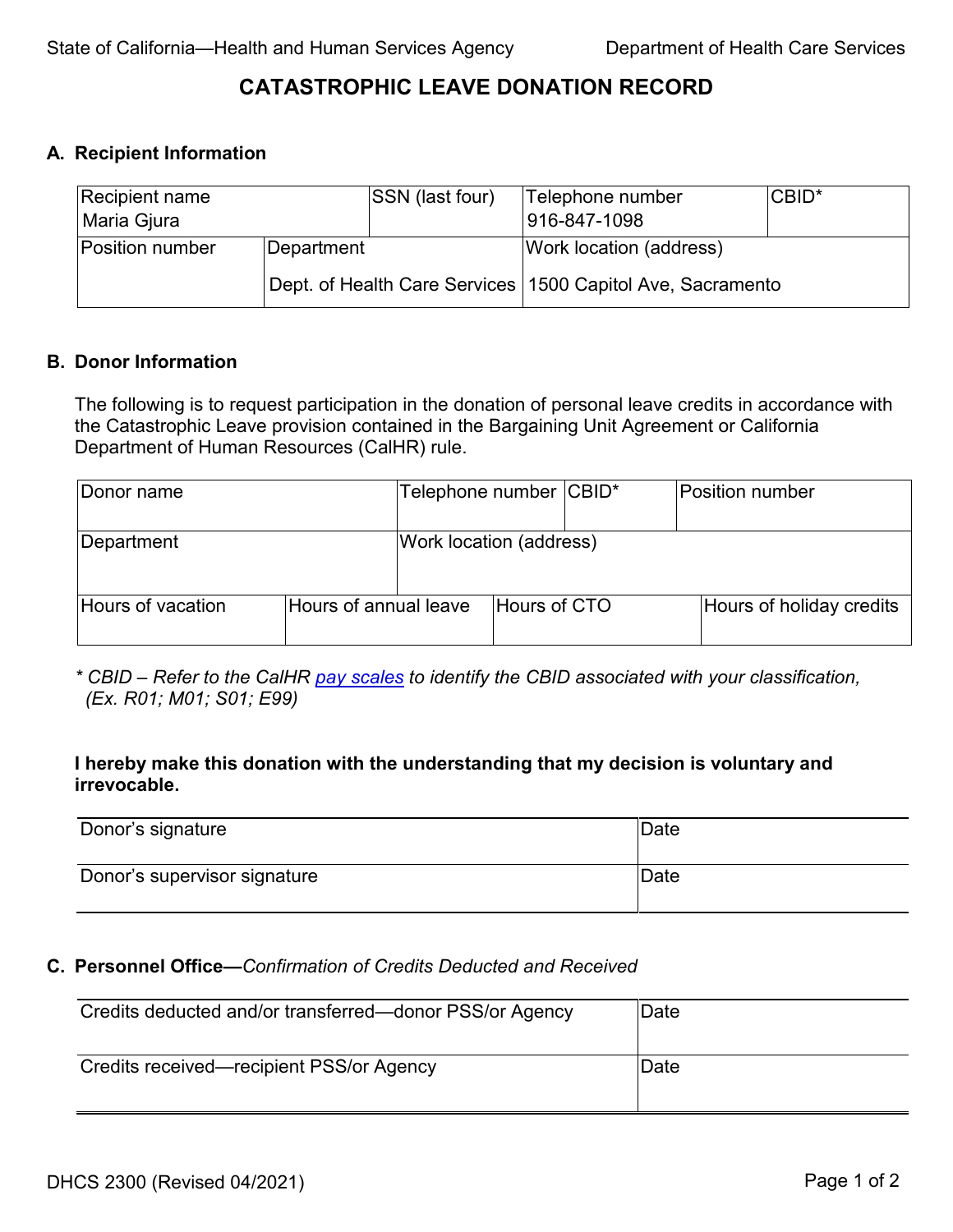State of California—Health and Human Services Agency | Department of Health Care Services

# CATASTROPHIC LEAVE DONATION RECORD

## A. Recipient Information

| Recipient name | | SSN (last four) | Telephone number | CBID* |
|---|---|---|---|---|
| Maria Gjura | | | 916-847-1098 | |
| **Position number** | **Department** | | **Work location (address)** | |
| | Dept. of Health Care Services | | 1500 Capitol Ave, Sacramento | |

## B. Donor Information

The following is to request participation in the donation of personal leave credits in accordance with the Catastrophic Leave provision contained in the Bargaining Unit Agreement or California Department of Human Resources (CalHR) rule.

| Donor name | | Telephone number | CBID* | Position number |
|---|---|---|---|---|
| | | | | |
| **Department** | | **Work location (address)** | | |
| | | | | |
| **Hours of vacation** | **Hours of annual leave** | **Hours of CTO** | | **Hours of holiday credits** |
| | | | | |

*\* CBID – Refer to the CalHR pay scales to identify the CBID associated with your classification, (Ex. R01; M01; S01; E99)*

**I hereby make this donation with the understanding that my decision is voluntary and irrevocable.**

| Donor's signature | Date |
|---|---|
| Donor's supervisor signature | Date |

## C. Personnel Office—*Confirmation of Credits Deducted and Received*

| Credits deducted and/or transferred—donor PSS/or Agency | Date |
|---|---|
| Credits received—recipient PSS/or Agency | Date |

DHCS 2300 (Revised 04/2021)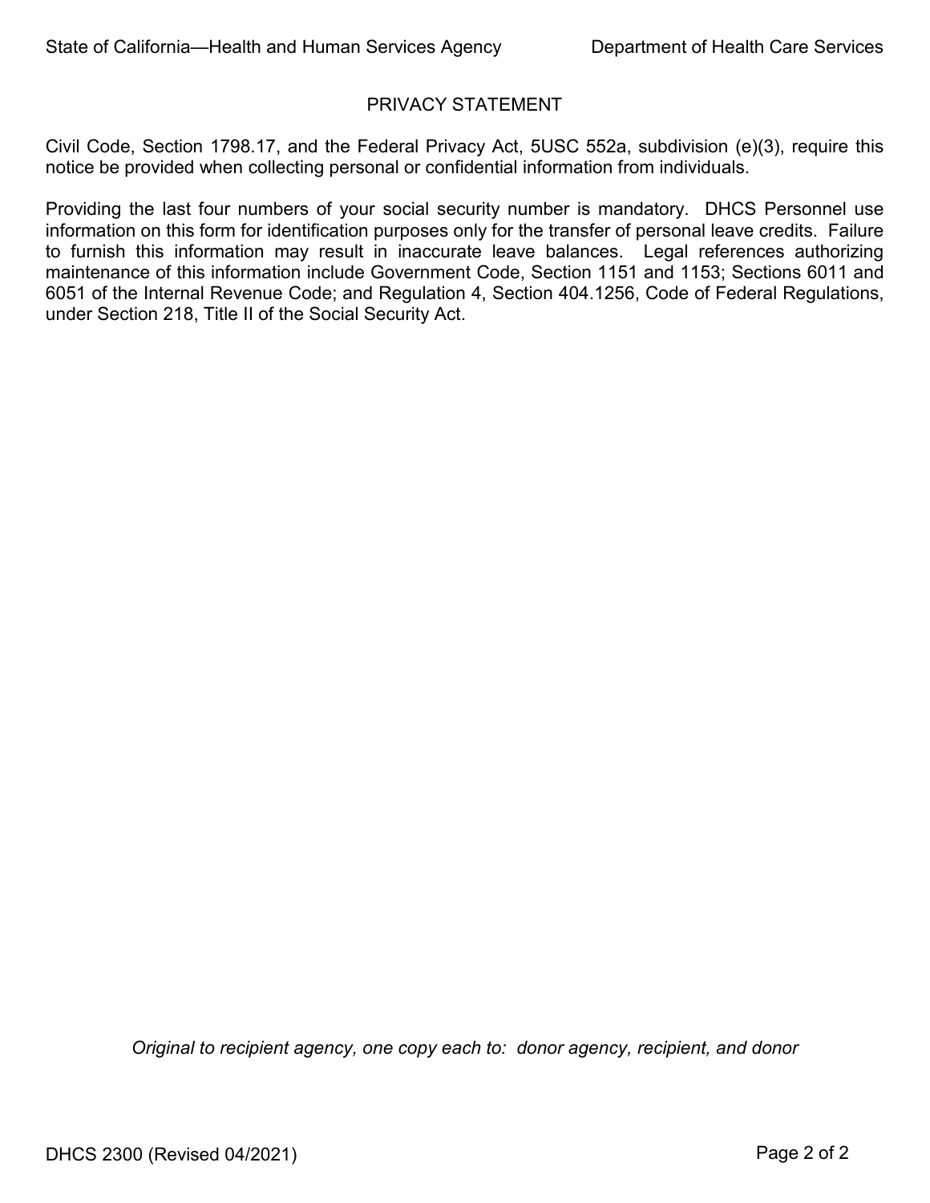## PRIVACY STATEMENT

Civil Code, Section 1798.17, and the Federal Privacy Act, 5USC 552a, subdivision (e)(3), require this notice be provided when collecting personal or confidential information from individuals.

Providing the last four numbers of your social security number is mandatory. DHCS Personnel use information on this form for identification purposes only for the transfer of personal leave credits. Failure to furnish this information may result in inaccurate leave balances. Legal references authorizing maintenance of this information include Government Code, Section 1151 and 1153; Sections 6011 and 6051 of the Internal Revenue Code; and Regulation 4, Section 404.1256, Code of Federal Regulations, under Section 218, Title II of the Social Security Act.

*Original to recipient agency, one copy each to: donor agency, recipient, and donor*

DHCS 2300 (Revised 04/2021)